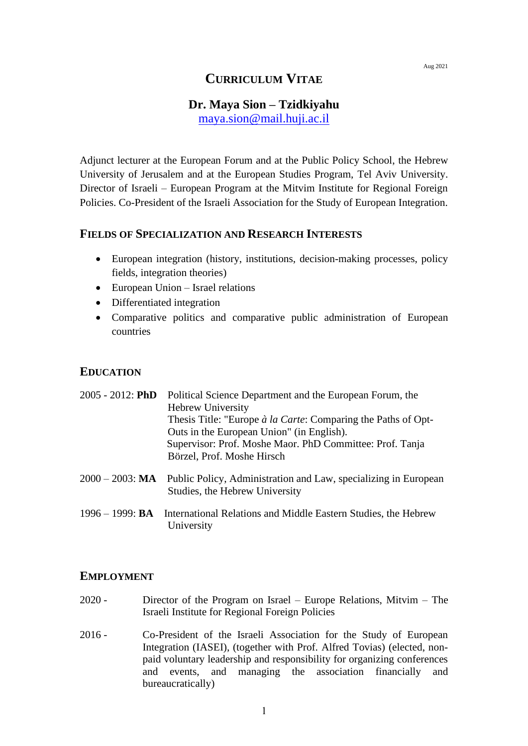Aug 2021

# Curriculum Vitae

## Dr. Maya Sion – Tzidkiyahu

maya.sion@mail.huji.ac.il

Adjunct lecturer at the European Forum and at the Public Policy School, the Hebrew University of Jerusalem and at the European Studies Program, Tel Aviv University. Director of Israeli – European Program at the Mitvim Institute for Regional Foreign Policies. Co-President of the Israeli Association for the Study of European Integration.

## Fields of Specialization and Research Interests

- European integration (history, institutions, decision-making processes, policy fields, integration theories)
- European Union – Israel relations
- Differentiated integration
- Comparative politics and comparative public administration of European countries

## Education

2005 - 2012: **PhD** Political Science Department and the European Forum, the Hebrew University
Thesis Title: "Europe *à la Carte*: Comparing the Paths of Opt-Outs in the European Union" (in English).
Supervisor: Prof. Moshe Maor. PhD Committee: Prof. Tanja Börzel, Prof. Moshe Hirsch

2000 – 2003: **MA** Public Policy, Administration and Law, specializing in European Studies, the Hebrew University

1996 – 1999: **BA** International Relations and Middle Eastern Studies, the Hebrew University

## Employment

2020 - Director of the Program on Israel – Europe Relations, Mitvim – The Israeli Institute for Regional Foreign Policies

2016 - Co-President of the Israeli Association for the Study of European Integration (IASEI), (together with Prof. Alfred Tovias) (elected, non-paid voluntary leadership and responsibility for organizing conferences and events, and managing the association financially and bureaucratically)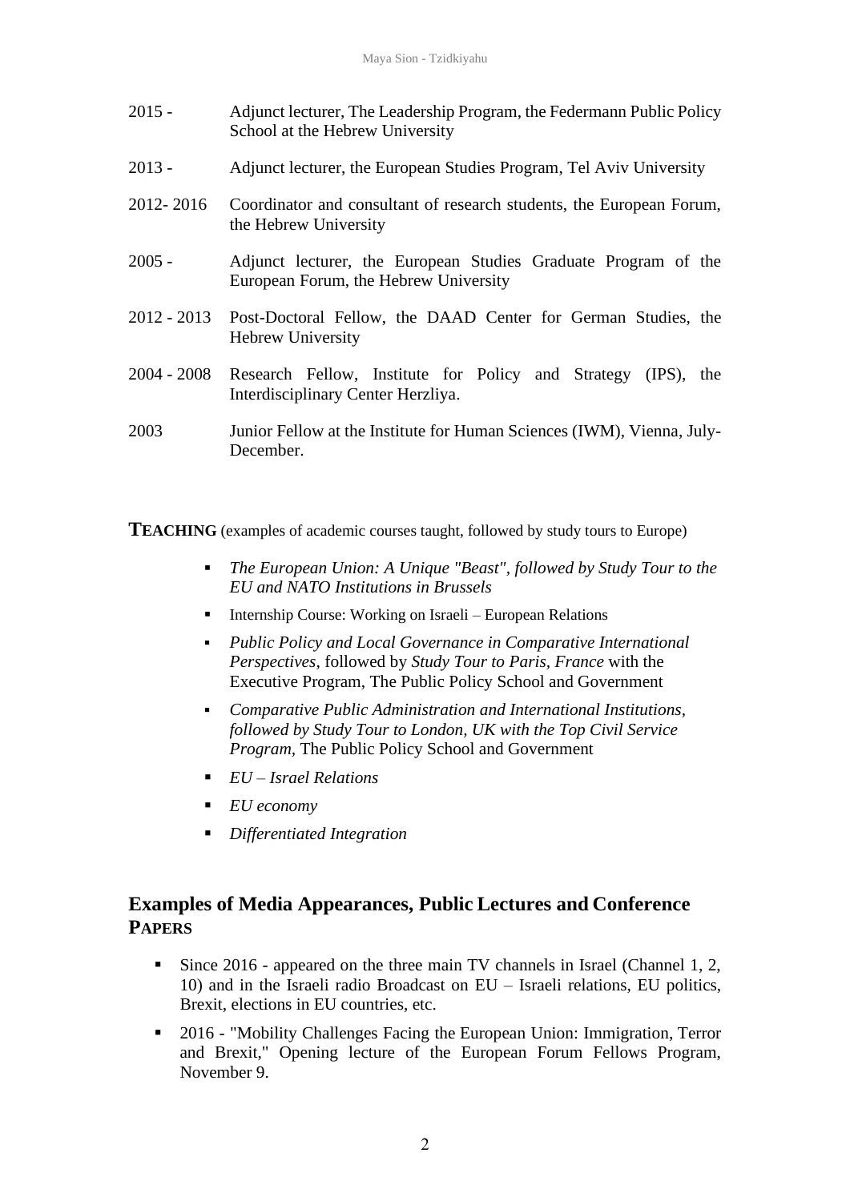2015 - Adjunct lecturer, The Leadership Program, the Federmann Public Policy School at the Hebrew University

2013 - Adjunct lecturer, the European Studies Program, Tel Aviv University

2012- 2016 Coordinator and consultant of research students, the European Forum, the Hebrew University

2005 - Adjunct lecturer, the European Studies Graduate Program of the European Forum, the Hebrew University

2012 - 2013 Post-Doctoral Fellow, the DAAD Center for German Studies, the Hebrew University

2004 - 2008 Research Fellow, Institute for Policy and Strategy (IPS), the Interdisciplinary Center Herzliya.

2003 Junior Fellow at the Institute for Human Sciences (IWM), Vienna, July-December.

**TEACHING** (examples of academic courses taught, followed by study tours to Europe)

- *The European Union: A Unique "Beast", followed by Study Tour to the EU and NATO Institutions in Brussels*
- Internship Course: Working on Israeli – European Relations
- *Public Policy and Local Governance in Comparative International Perspectives*, followed by *Study Tour to Paris, France* with the Executive Program, The Public Policy School and Government
- *Comparative Public Administration and International Institutions, followed by Study Tour to London, UK with the Top Civil Service Program,* The Public Policy School and Government
- *EU – Israel Relations*
- *EU economy*
- *Differentiated Integration*

## Examples of Media Appearances, Public Lectures and Conference PAPERS

- Since 2016 - appeared on the three main TV channels in Israel (Channel 1, 2, 10) and in the Israeli radio Broadcast on EU – Israeli relations, EU politics, Brexit, elections in EU countries, etc.
- 2016 - "Mobility Challenges Facing the European Union: Immigration, Terror and Brexit," Opening lecture of the European Forum Fellows Program, November 9.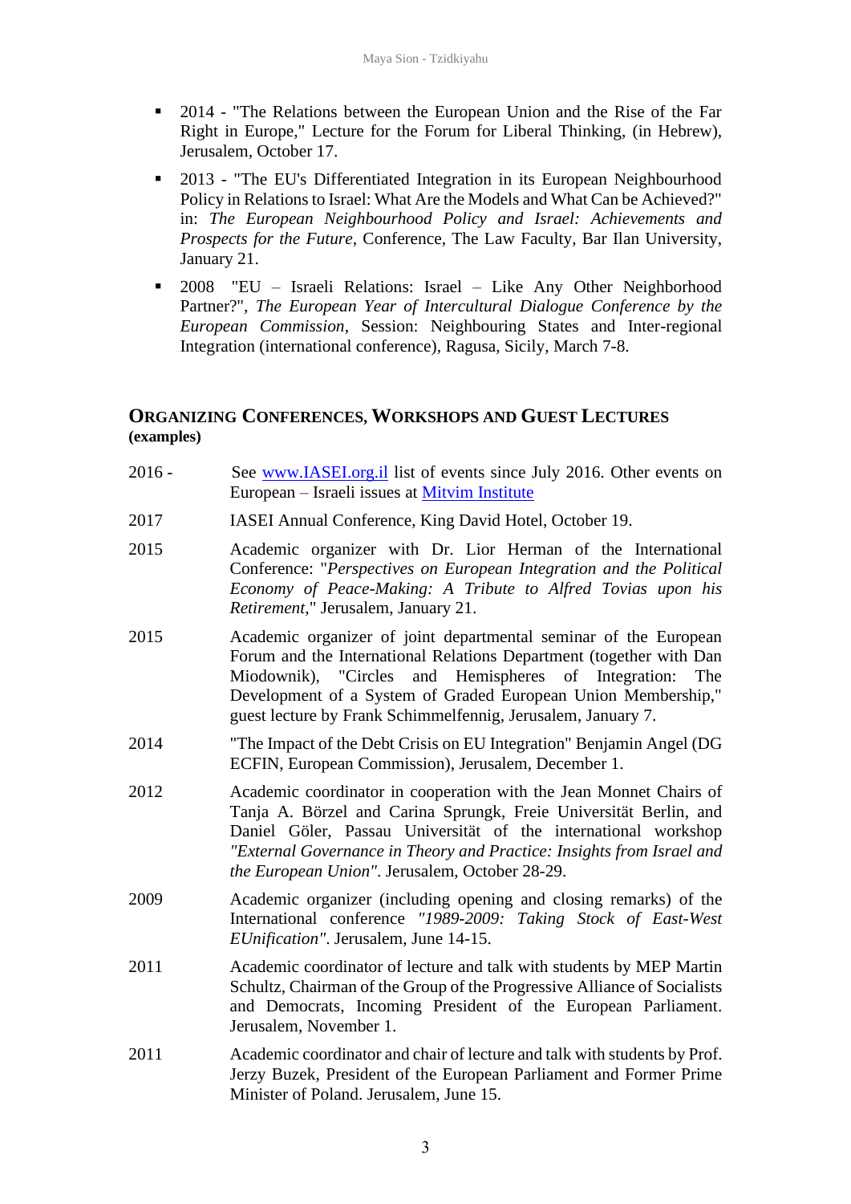- 2014 - "The Relations between the European Union and the Rise of the Far Right in Europe," Lecture for the Forum for Liberal Thinking, (in Hebrew), Jerusalem, October 17.
- 2013 - "The EU's Differentiated Integration in its European Neighbourhood Policy in Relations to Israel: What Are the Models and What Can be Achieved?" in: *The European Neighbourhood Policy and Israel: Achievements and Prospects for the Future*, Conference, The Law Faculty, Bar Ilan University, January 21.
- 2008 "EU – Israeli Relations: Israel – Like Any Other Neighborhood Partner?", *The European Year of Intercultural Dialogue Conference by the European Commission*, Session: Neighbouring States and Inter-regional Integration (international conference), Ragusa, Sicily, March 7-8.

## ORGANIZING CONFERENCES, WORKSHOPS AND GUEST LECTURES (examples)

2016 - See [www.IASEI.org.il](www.IASEI.org.il) list of events since July 2016. Other events on European – Israeli issues at [Mitvim Institute](Mitvim Institute)

2017 IASEI Annual Conference, King David Hotel, October 19.

2015 Academic organizer with Dr. Lior Herman of the International Conference: "*Perspectives on European Integration and the Political Economy of Peace-Making: A Tribute to Alfred Tovias upon his Retirement*," Jerusalem, January 21.

2015 Academic organizer of joint departmental seminar of the European Forum and the International Relations Department (together with Dan Miodownik), "Circles and Hemispheres of Integration: The Development of a System of Graded European Union Membership," guest lecture by Frank Schimmelfennig, Jerusalem, January 7.

2014 "The Impact of the Debt Crisis on EU Integration" Benjamin Angel (DG ECFIN, European Commission), Jerusalem, December 1.

2012 Academic coordinator in cooperation with the Jean Monnet Chairs of Tanja A. Börzel and Carina Sprungk, Freie Universität Berlin, and Daniel Göler, Passau Universität of the international workshop *"External Governance in Theory and Practice: Insights from Israel and the European Union"*. Jerusalem, October 28-29.

2009 Academic organizer (including opening and closing remarks) of the International conference *"1989-2009: Taking Stock of East-West EUnification"*. Jerusalem, June 14-15.

2011 Academic coordinator of lecture and talk with students by MEP Martin Schultz, Chairman of the Group of the Progressive Alliance of Socialists and Democrats, Incoming President of the European Parliament. Jerusalem, November 1.

2011 Academic coordinator and chair of lecture and talk with students by Prof. Jerzy Buzek, President of the European Parliament and Former Prime Minister of Poland. Jerusalem, June 15.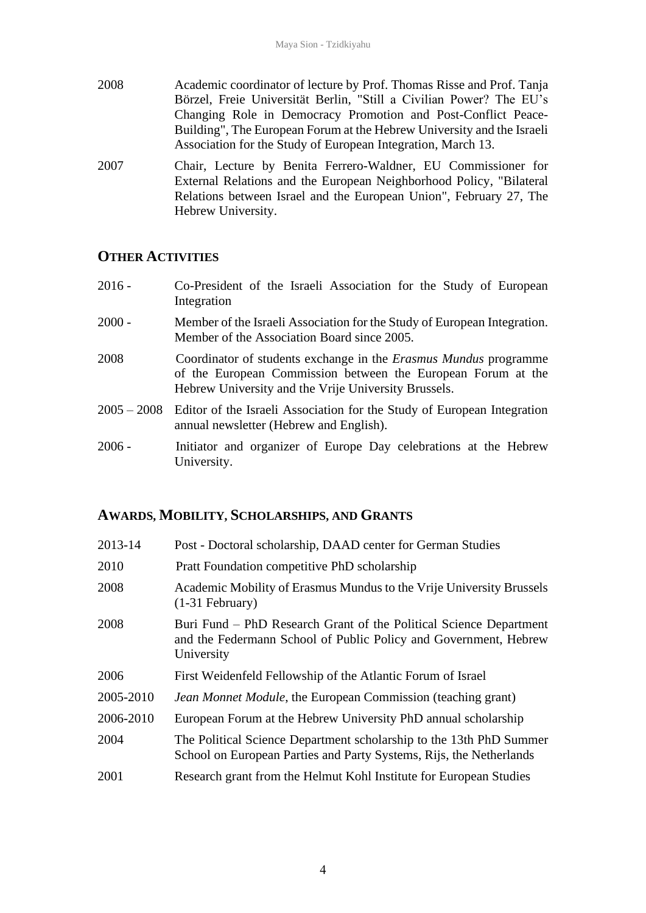2008 Academic coordinator of lecture by Prof. Thomas Risse and Prof. Tanja Börzel, Freie Universität Berlin, "Still a Civilian Power? The EU's Changing Role in Democracy Promotion and Post-Conflict Peace-Building", The European Forum at the Hebrew University and the Israeli Association for the Study of European Integration, March 13.

2007 Chair, Lecture by Benita Ferrero-Waldner, EU Commissioner for External Relations and the European Neighborhood Policy, "Bilateral Relations between Israel and the European Union", February 27, The Hebrew University.

## OTHER ACTIVITIES

2016 - Co-President of the Israeli Association for the Study of European Integration

2000 - Member of the Israeli Association for the Study of European Integration. Member of the Association Board since 2005.

2008 Coordinator of students exchange in the *Erasmus Mundus* programme of the European Commission between the European Forum at the Hebrew University and the Vrije University Brussels.

2005 – 2008 Editor of the Israeli Association for the Study of European Integration annual newsletter (Hebrew and English).

2006 - Initiator and organizer of Europe Day celebrations at the Hebrew University.

## AWARDS, MOBILITY, SCHOLARSHIPS, AND GRANTS

2013-14 Post - Doctoral scholarship, DAAD center for German Studies

2010 Pratt Foundation competitive PhD scholarship

2008 Academic Mobility of Erasmus Mundus to the Vrije University Brussels (1-31 February)

2008 Buri Fund – PhD Research Grant of the Political Science Department and the Federmann School of Public Policy and Government, Hebrew University

2006 First Weidenfeld Fellowship of the Atlantic Forum of Israel

2005-2010 *Jean Monnet Module*, the European Commission (teaching grant)

2006-2010 European Forum at the Hebrew University PhD annual scholarship

2004 The Political Science Department scholarship to the 13th PhD Summer School on European Parties and Party Systems, Rijs, the Netherlands

2001 Research grant from the Helmut Kohl Institute for European Studies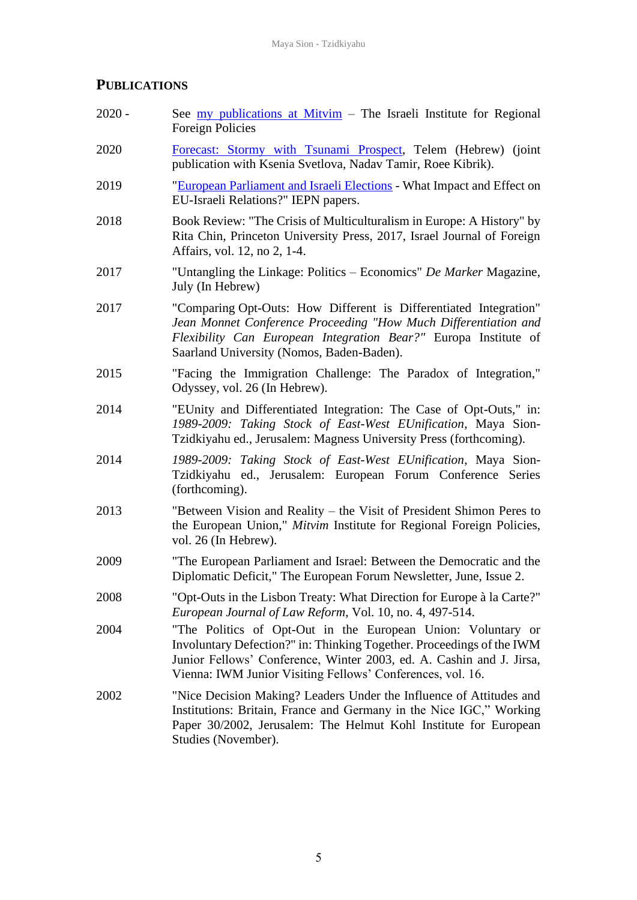## PUBLICATIONS

| | |
|---|---|
| 2020 - | See my publications at Mitvim – The Israeli Institute for Regional Foreign Policies |
| 2020 | Forecast: Stormy with Tsunami Prospect, Telem (Hebrew) (joint publication with Ksenia Svetlova, Nadav Tamir, Roee Kibrik). |
| 2019 | "European Parliament and Israeli Elections - What Impact and Effect on EU-Israeli Relations?" IEPN papers. |
| 2018 | Book Review: "The Crisis of Multiculturalism in Europe: A History" by Rita Chin, Princeton University Press, 2017, Israel Journal of Foreign Affairs, vol. 12, no 2, 1-4. |
| 2017 | "Untangling the Linkage: Politics – Economics" *De Marker* Magazine, July (In Hebrew) |
| 2017 | "Comparing Opt-Outs: How Different is Differentiated Integration" *Jean Monnet Conference Proceeding "How Much Differentiation and Flexibility Can European Integration Bear?"* Europa Institute of Saarland University (Nomos, Baden-Baden). |
| 2015 | "Facing the Immigration Challenge: The Paradox of Integration," Odyssey, vol. 26 (In Hebrew). |
| 2014 | "EUnity and Differentiated Integration: The Case of Opt-Outs," in: *1989-2009: Taking Stock of East-West EUnification*, Maya Sion-Tzidkiyahu ed., Jerusalem: Magness University Press (forthcoming). |
| 2014 | *1989-2009: Taking Stock of East-West EUnification*, Maya Sion-Tzidkiyahu ed., Jerusalem: European Forum Conference Series (forthcoming). |
| 2013 | "Between Vision and Reality – the Visit of President Shimon Peres to the European Union," *Mitvim* Institute for Regional Foreign Policies, vol. 26 (In Hebrew). |
| 2009 | "The European Parliament and Israel: Between the Democratic and the Diplomatic Deficit," The European Forum Newsletter, June, Issue 2. |
| 2008 | "Opt-Outs in the Lisbon Treaty: What Direction for Europe à la Carte?" *European Journal of Law Reform*, Vol. 10, no. 4, 497-514. |
| 2004 | "The Politics of Opt-Out in the European Union: Voluntary or Involuntary Defection?" in: Thinking Together. Proceedings of the IWM Junior Fellows' Conference, Winter 2003, ed. A. Cashin and J. Jirsa, Vienna: IWM Junior Visiting Fellows' Conferences, vol. 16. |
| 2002 | "Nice Decision Making? Leaders Under the Influence of Attitudes and Institutions: Britain, France and Germany in the Nice IGC," Working Paper 30/2002, Jerusalem: The Helmut Kohl Institute for European Studies (November). |